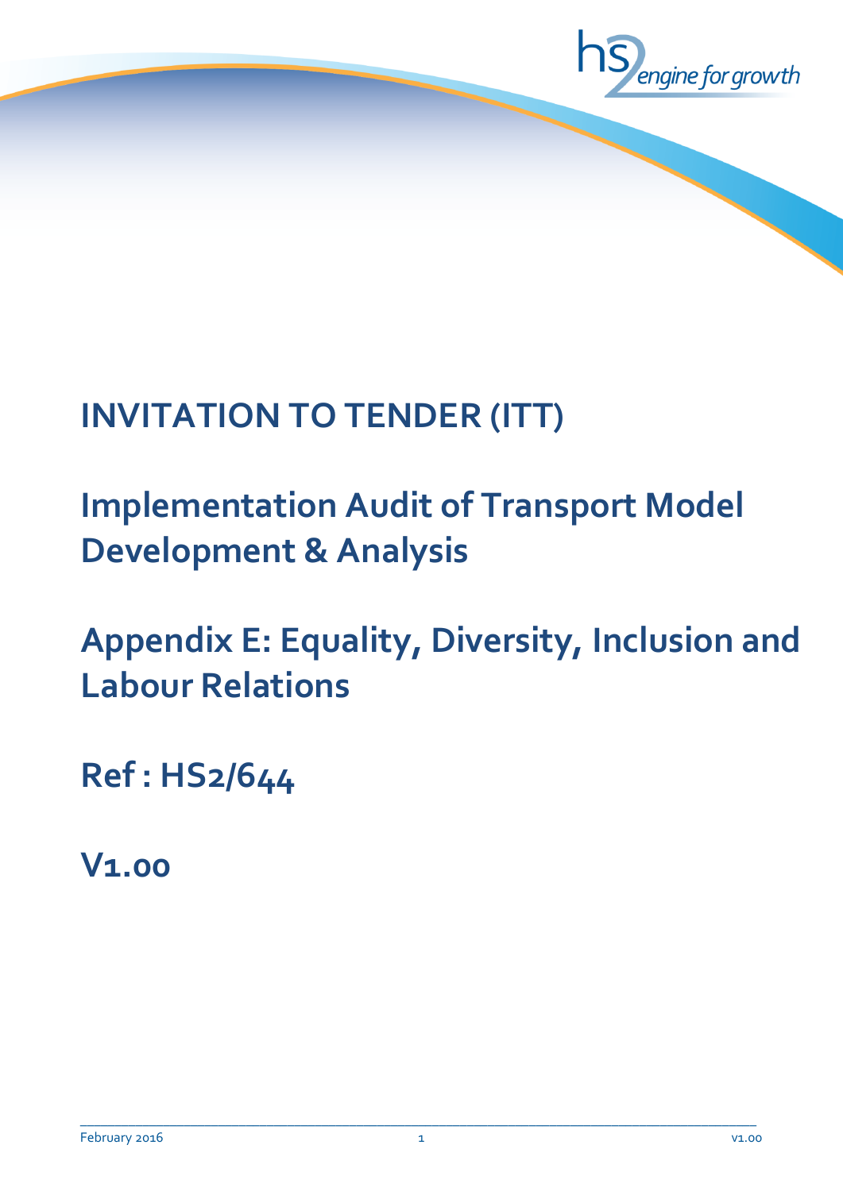hs2 engine for growth

# INVITATION TO TENDER (ITT)

# Implementation Audit of Transport Model Development & Analysis

# Appendix E: Equality, Diversity, Inclusion and Labour Relations

# Ref : HS2/644

# V1.00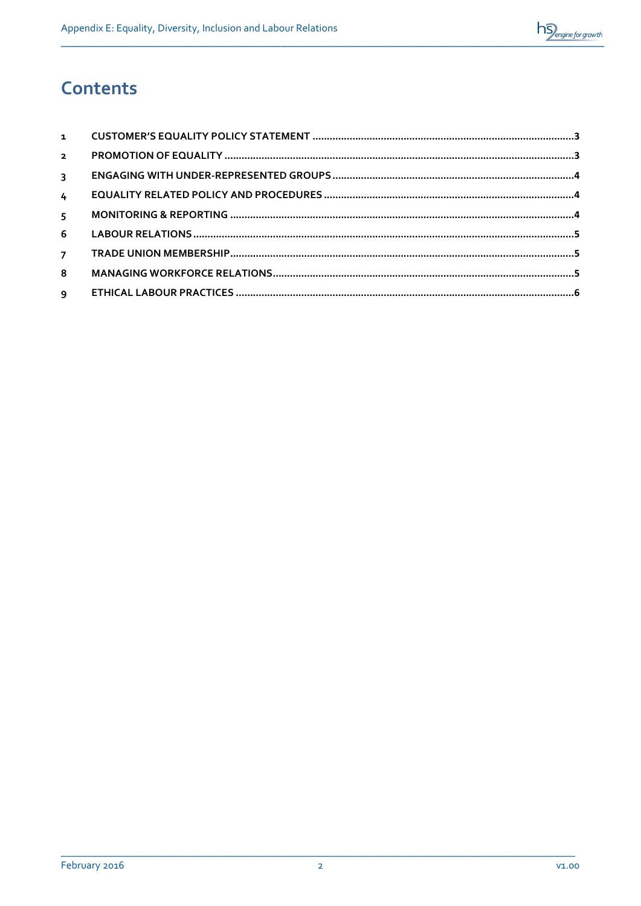# Contents

1 CUSTOMER'S EQUALITY POLICY STATEMENT .......... 3
2 PROMOTION OF EQUALITY .......... 3
3 ENGAGING WITH UNDER-REPRESENTED GROUPS .......... 4
4 EQUALITY RELATED POLICY AND PROCEDURES .......... 4
5 MONITORING & REPORTING .......... 4
6 LABOUR RELATIONS .......... 5
7 TRADE UNION MEMBERSHIP .......... 5
8 MANAGING WORKFORCE RELATIONS .......... 5
9 ETHICAL LABOUR PRACTICES .......... 6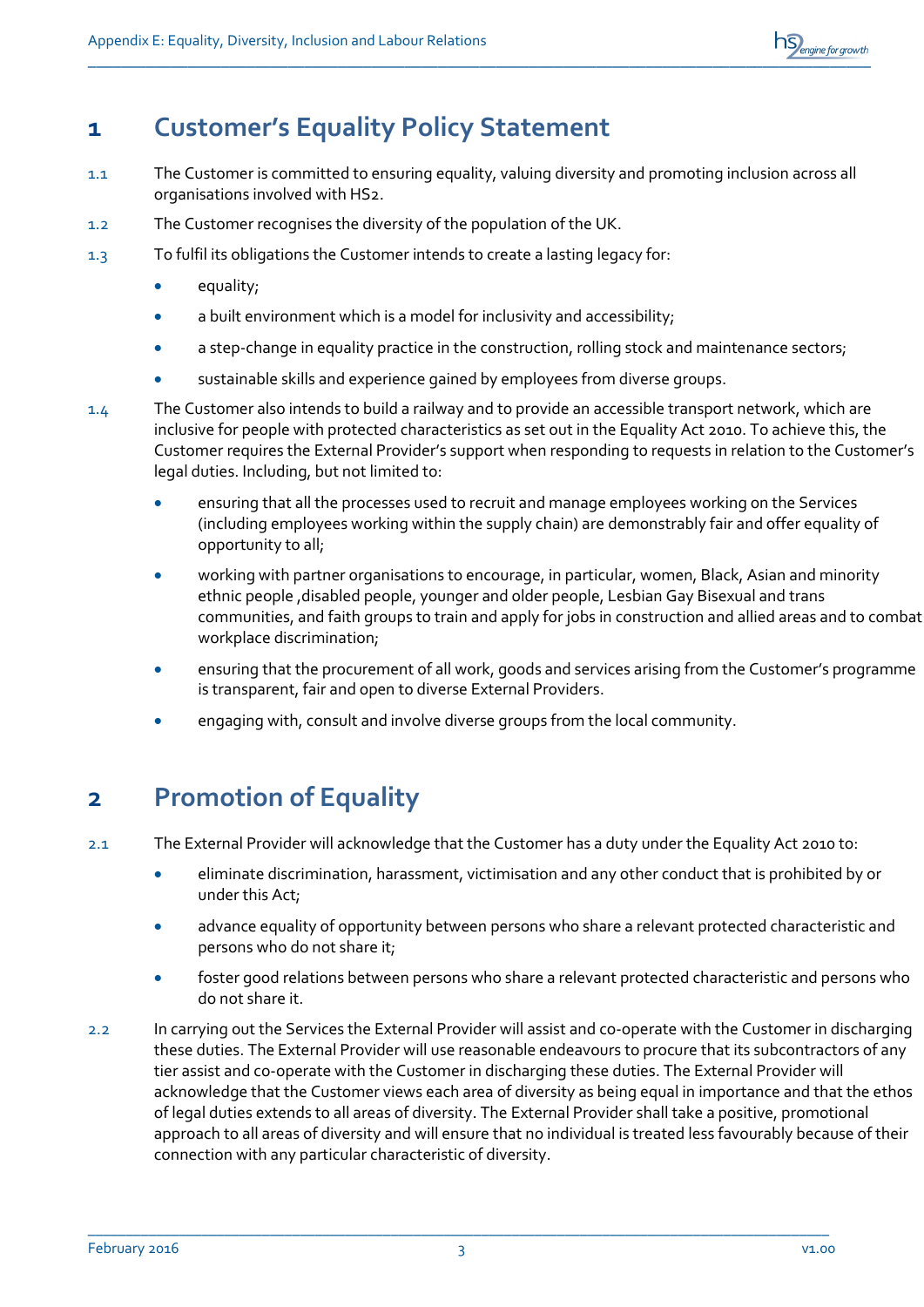# 1 Customer's Equality Policy Statement

1.1 The Customer is committed to ensuring equality, valuing diversity and promoting inclusion across all organisations involved with HS2.

1.2 The Customer recognises the diversity of the population of the UK.

1.3 To fulfil its obligations the Customer intends to create a lasting legacy for:

- equality;
- a built environment which is a model for inclusivity and accessibility;
- a step-change in equality practice in the construction, rolling stock and maintenance sectors;
- sustainable skills and experience gained by employees from diverse groups.

1.4 The Customer also intends to build a railway and to provide an accessible transport network, which are inclusive for people with protected characteristics as set out in the Equality Act 2010. To achieve this, the Customer requires the External Provider's support when responding to requests in relation to the Customer's legal duties. Including, but not limited to:

- ensuring that all the processes used to recruit and manage employees working on the Services (including employees working within the supply chain) are demonstrably fair and offer equality of opportunity to all;
- working with partner organisations to encourage, in particular, women, Black, Asian and minority ethnic people ,disabled people, younger and older people, Lesbian Gay Bisexual and trans communities, and faith groups to train and apply for jobs in construction and allied areas and to combat workplace discrimination;
- ensuring that the procurement of all work, goods and services arising from the Customer's programme is transparent, fair and open to diverse External Providers.
- engaging with, consult and involve diverse groups from the local community.

# 2 Promotion of Equality

2.1 The External Provider will acknowledge that the Customer has a duty under the Equality Act 2010 to:

- eliminate discrimination, harassment, victimisation and any other conduct that is prohibited by or under this Act;
- advance equality of opportunity between persons who share a relevant protected characteristic and persons who do not share it;
- foster good relations between persons who share a relevant protected characteristic and persons who do not share it.

2.2 In carrying out the Services the External Provider will assist and co-operate with the Customer in discharging these duties. The External Provider will use reasonable endeavours to procure that its subcontractors of any tier assist and co-operate with the Customer in discharging these duties. The External Provider will acknowledge that the Customer views each area of diversity as being equal in importance and that the ethos of legal duties extends to all areas of diversity. The External Provider shall take a positive, promotional approach to all areas of diversity and will ensure that no individual is treated less favourably because of their connection with any particular characteristic of diversity.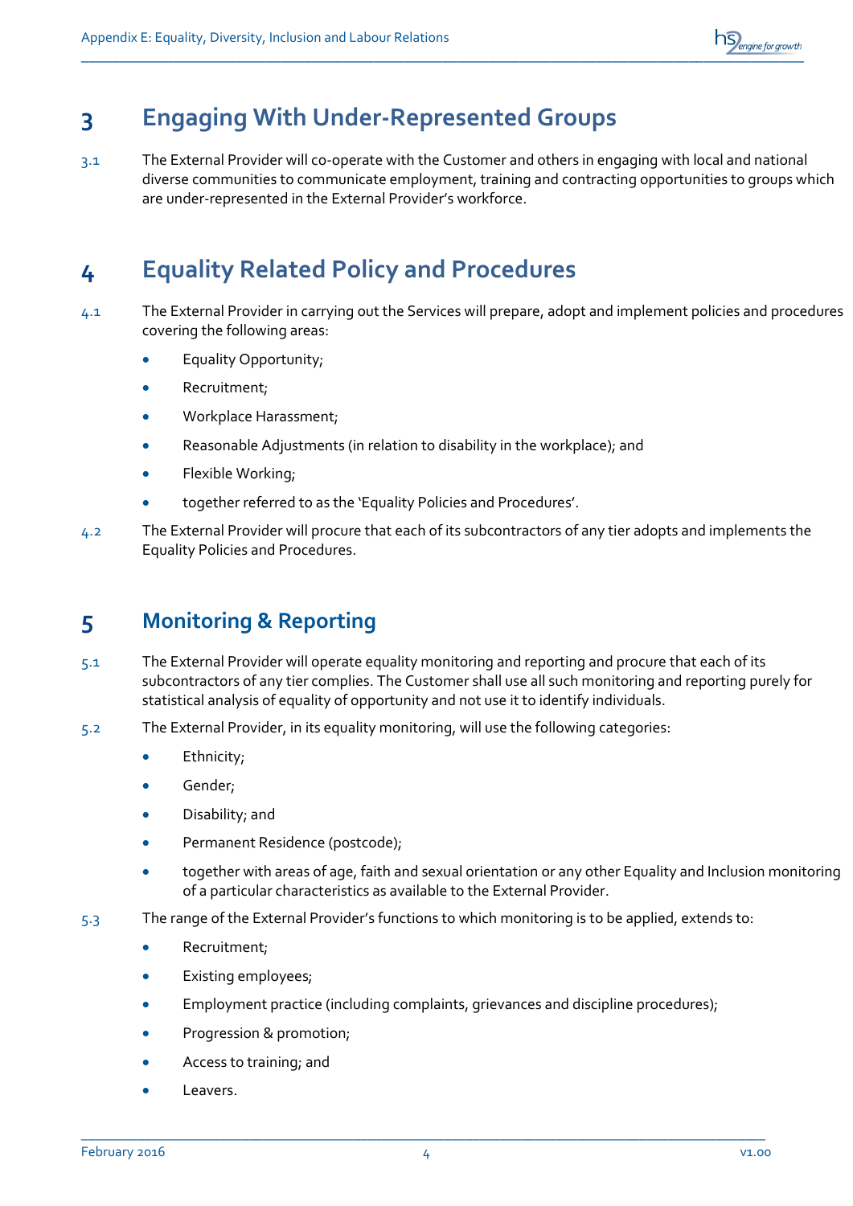## 3 Engaging With Under-Represented Groups

3.1 The External Provider will co-operate with the Customer and others in engaging with local and national diverse communities to communicate employment, training and contracting opportunities to groups which are under-represented in the External Provider's workforce.

## 4 Equality Related Policy and Procedures

4.1 The External Provider in carrying out the Services will prepare, adopt and implement policies and procedures covering the following areas:

- Equality Opportunity;
- Recruitment;
- Workplace Harassment;
- Reasonable Adjustments (in relation to disability in the workplace); and
- Flexible Working;
- together referred to as the 'Equality Policies and Procedures'.

4.2 The External Provider will procure that each of its subcontractors of any tier adopts and implements the Equality Policies and Procedures.

## 5 Monitoring & Reporting

5.1 The External Provider will operate equality monitoring and reporting and procure that each of its subcontractors of any tier complies. The Customer shall use all such monitoring and reporting purely for statistical analysis of equality of opportunity and not use it to identify individuals.

5.2 The External Provider, in its equality monitoring, will use the following categories:

- Ethnicity;
- Gender;
- Disability; and
- Permanent Residence (postcode);
- together with areas of age, faith and sexual orientation or any other Equality and Inclusion monitoring of a particular characteristics as available to the External Provider.

5.3 The range of the External Provider's functions to which monitoring is to be applied, extends to:

- Recruitment;
- Existing employees;
- Employment practice (including complaints, grievances and discipline procedures);
- Progression & promotion;
- Access to training; and
- Leavers.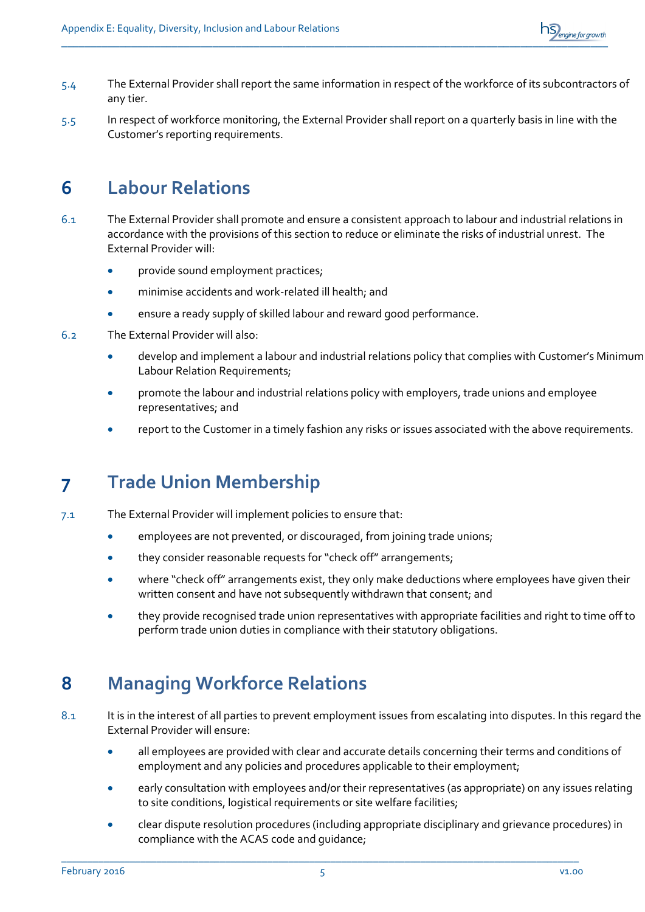5.4 The External Provider shall report the same information in respect of the workforce of its subcontractors of any tier.

5.5 In respect of workforce monitoring, the External Provider shall report on a quarterly basis in line with the Customer's reporting requirements.

# 6 Labour Relations

6.1 The External Provider shall promote and ensure a consistent approach to labour and industrial relations in accordance with the provisions of this section to reduce or eliminate the risks of industrial unrest. The External Provider will:

- provide sound employment practices;
- minimise accidents and work-related ill health; and
- ensure a ready supply of skilled labour and reward good performance.

6.2 The External Provider will also:

- develop and implement a labour and industrial relations policy that complies with Customer's Minimum Labour Relation Requirements;
- promote the labour and industrial relations policy with employers, trade unions and employee representatives; and
- report to the Customer in a timely fashion any risks or issues associated with the above requirements.

# 7 Trade Union Membership

7.1 The External Provider will implement policies to ensure that:

- employees are not prevented, or discouraged, from joining trade unions;
- they consider reasonable requests for "check off" arrangements;
- where "check off" arrangements exist, they only make deductions where employees have given their written consent and have not subsequently withdrawn that consent; and
- they provide recognised trade union representatives with appropriate facilities and right to time off to perform trade union duties in compliance with their statutory obligations.

# 8 Managing Workforce Relations

8.1 It is in the interest of all parties to prevent employment issues from escalating into disputes. In this regard the External Provider will ensure:

- all employees are provided with clear and accurate details concerning their terms and conditions of employment and any policies and procedures applicable to their employment;
- early consultation with employees and/or their representatives (as appropriate) on any issues relating to site conditions, logistical requirements or site welfare facilities;
- clear dispute resolution procedures (including appropriate disciplinary and grievance procedures) in compliance with the ACAS code and guidance;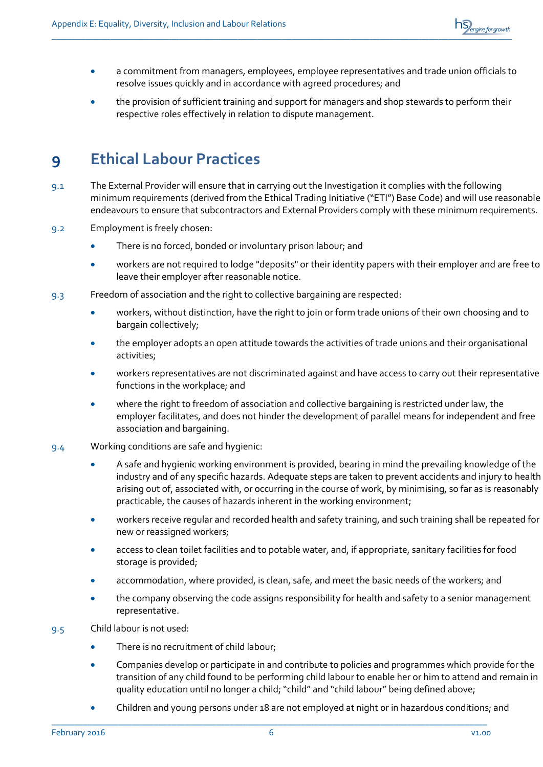- a commitment from managers, employees, employee representatives and trade union officials to resolve issues quickly and in accordance with agreed procedures; and
- the provision of sufficient training and support for managers and shop stewards to perform their respective roles effectively in relation to dispute management.

# 9 Ethical Labour Practices

9.1 The External Provider will ensure that in carrying out the Investigation it complies with the following minimum requirements (derived from the Ethical Trading Initiative ("ETI") Base Code) and will use reasonable endeavours to ensure that subcontractors and External Providers comply with these minimum requirements.

9.2 Employment is freely chosen:

- There is no forced, bonded or involuntary prison labour; and
- workers are not required to lodge "deposits" or their identity papers with their employer and are free to leave their employer after reasonable notice.

9.3 Freedom of association and the right to collective bargaining are respected:

- workers, without distinction, have the right to join or form trade unions of their own choosing and to bargain collectively;
- the employer adopts an open attitude towards the activities of trade unions and their organisational activities;
- workers representatives are not discriminated against and have access to carry out their representative functions in the workplace; and
- where the right to freedom of association and collective bargaining is restricted under law, the employer facilitates, and does not hinder the development of parallel means for independent and free association and bargaining.

9.4 Working conditions are safe and hygienic:

- A safe and hygienic working environment is provided, bearing in mind the prevailing knowledge of the industry and of any specific hazards. Adequate steps are taken to prevent accidents and injury to health arising out of, associated with, or occurring in the course of work, by minimising, so far as is reasonably practicable, the causes of hazards inherent in the working environment;
- workers receive regular and recorded health and safety training, and such training shall be repeated for new or reassigned workers;
- access to clean toilet facilities and to potable water, and, if appropriate, sanitary facilities for food storage is provided;
- accommodation, where provided, is clean, safe, and meet the basic needs of the workers; and
- the company observing the code assigns responsibility for health and safety to a senior management representative.

9.5 Child labour is not used:

- There is no recruitment of child labour;
- Companies develop or participate in and contribute to policies and programmes which provide for the transition of any child found to be performing child labour to enable her or him to attend and remain in quality education until no longer a child; "child" and "child labour" being defined above;
- Children and young persons under 18 are not employed at night or in hazardous conditions; and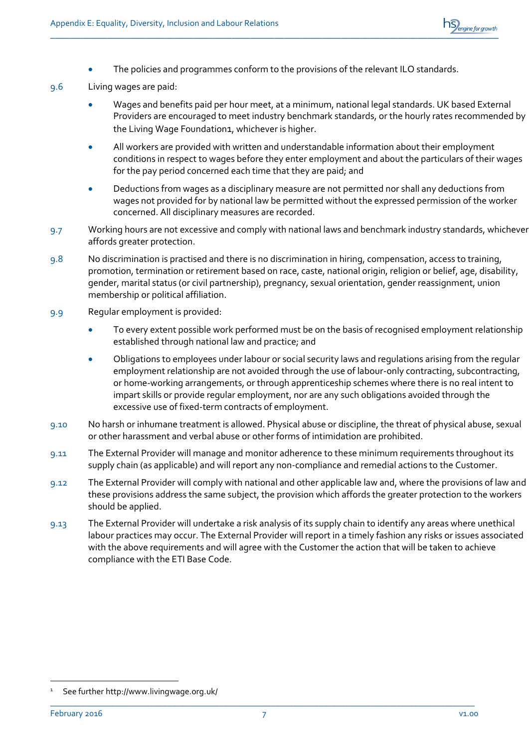- The policies and programmes conform to the provisions of the relevant ILO standards.

9.6 Living wages are paid:

- Wages and benefits paid per hour meet, at a minimum, national legal standards. UK based External Providers are encouraged to meet industry benchmark standards, or the hourly rates recommended by the Living Wage Foundation[1], whichever is higher.
- All workers are provided with written and understandable information about their employment conditions in respect to wages before they enter employment and about the particulars of their wages for the pay period concerned each time that they are paid; and
- Deductions from wages as a disciplinary measure are not permitted nor shall any deductions from wages not provided for by national law be permitted without the expressed permission of the worker concerned. All disciplinary measures are recorded.

9.7 Working hours are not excessive and comply with national laws and benchmark industry standards, whichever affords greater protection.

9.8 No discrimination is practised and there is no discrimination in hiring, compensation, access to training, promotion, termination or retirement based on race, caste, national origin, religion or belief, age, disability, gender, marital status (or civil partnership), pregnancy, sexual orientation, gender reassignment, union membership or political affiliation.

9.9 Regular employment is provided:

- To every extent possible work performed must be on the basis of recognised employment relationship established through national law and practice; and
- Obligations to employees under labour or social security laws and regulations arising from the regular employment relationship are not avoided through the use of labour-only contracting, subcontracting, or home-working arrangements, or through apprenticeship schemes where there is no real intent to impart skills or provide regular employment, nor are any such obligations avoided through the excessive use of fixed-term contracts of employment.

9.10 No harsh or inhumane treatment is allowed. Physical abuse or discipline, the threat of physical abuse, sexual or other harassment and verbal abuse or other forms of intimidation are prohibited.

9.11 The External Provider will manage and monitor adherence to these minimum requirements throughout its supply chain (as applicable) and will report any non-compliance and remedial actions to the Customer.

9.12 The External Provider will comply with national and other applicable law and, where the provisions of law and these provisions address the same subject, the provision which affords the greater protection to the workers should be applied.

9.13 The External Provider will undertake a risk analysis of its supply chain to identify any areas where unethical labour practices may occur. The External Provider will report in a timely fashion any risks or issues associated with the above requirements and will agree with the Customer the action that will be taken to achieve compliance with the ETI Base Code.

[1] See further http://www.livingwage.org.uk/